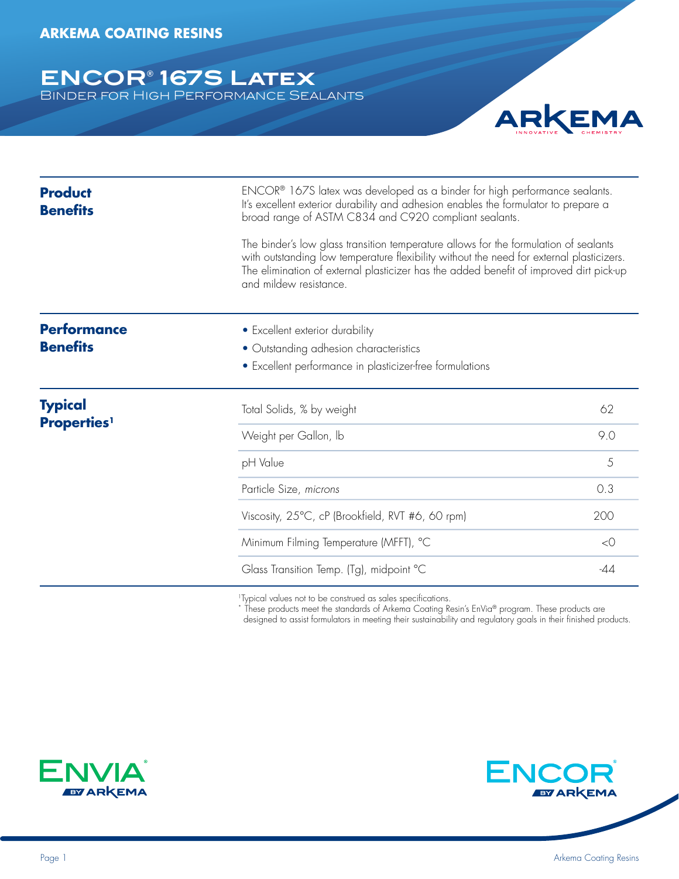ARKEMA COATING RESINS

# ENCOR® 167S Latex

## Binder for High Performance Sealants

### Product Benefits

ENCOR® 167S latex was developed as a binder for high performance sealants. It's excellent exterior durability and adhesion enables the formulator to prepare a broad range of ASTM C834 and C920 compliant sealants.

The binder's low glass transition temperature allows for the formulation of sealants with outstanding low temperature flexibility without the need for external plasticizers. The elimination of external plasticizer has the added benefit of improved dirt pick-up and mildew resistance.

### Performance Benefits

- Excellent exterior durability
- Outstanding adhesion characteristics
- Excellent performance in plasticizer-free formulations

### Typical Properties[1]

| Property | Value |
|---|---|
| Total Solids, % by weight | 62 |
| Weight per Gallon, lb | 9.0 |
| pH Value | 5 |
| Particle Size, *microns* | 0.3 |
| Viscosity, 25°C, cP (Brookfield, RVT #6, 60 rpm) | 200 |
| Minimum Filming Temperature (MFFT), °C | <0 |
| Glass Transition Temp. (Tg), midpoint °C | -44 |

[1]Typical values not to be construed as sales specifications.
* These products meet the standards of Arkema Coating Resin's EnVia® program. These products are designed to assist formulators in meeting their sustainability and regulatory goals in their finished products.

ENVIA® BY ARKEMA

ENCOR® BY ARKEMA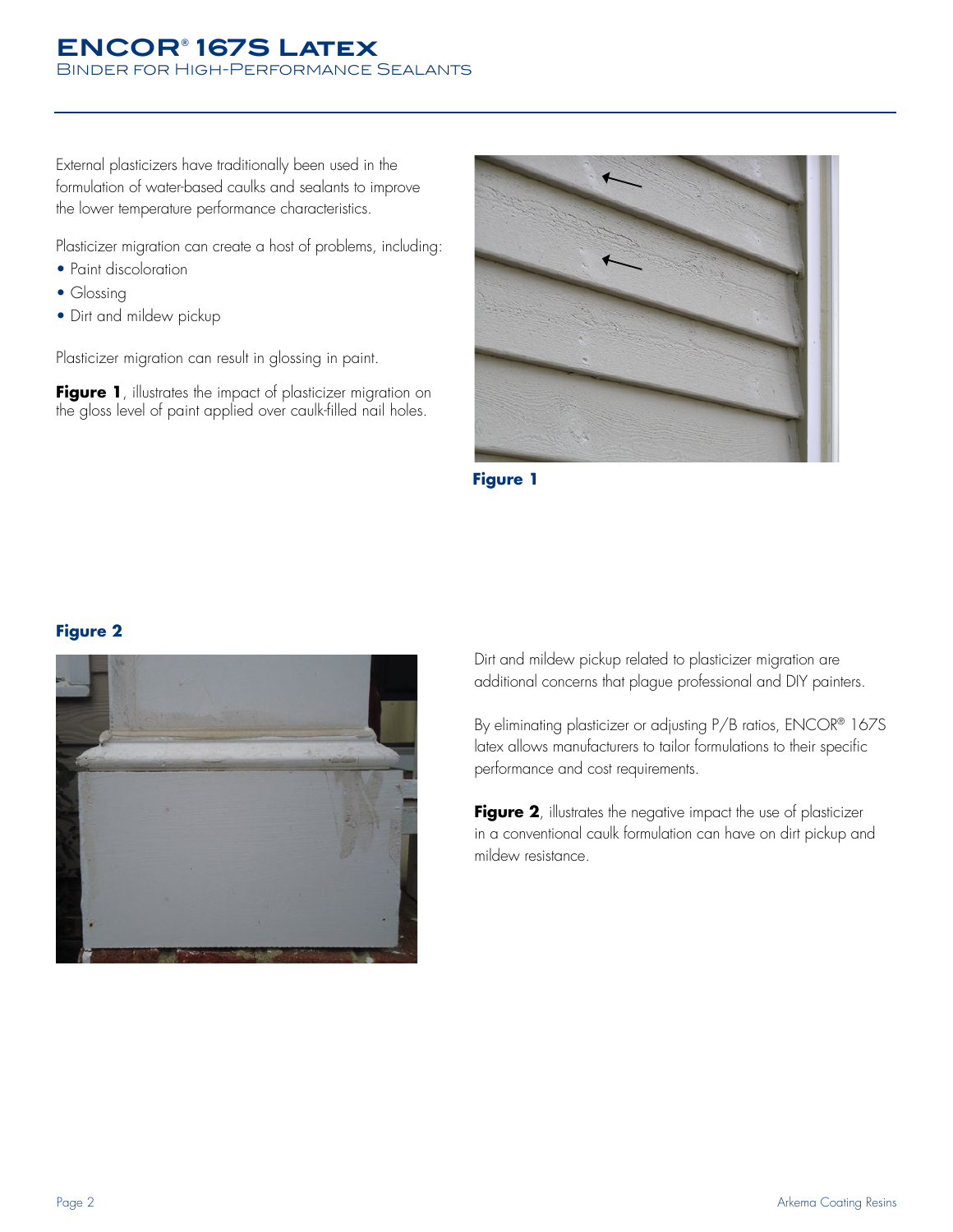External plasticizers have traditionally been used in the formulation of water-based caulks and sealants to improve the lower temperature performance characteristics.

Plasticizer migration can create a host of problems, including:

- Paint discoloration
- Glossing
- Dirt and mildew pickup

Plasticizer migration can result in glossing in paint.

**Figure 1**, illustrates the impact of plasticizer migration on the gloss level of paint applied over caulk-filled nail holes.

**Figure 1**

**Figure 2**

Dirt and mildew pickup related to plasticizer migration are additional concerns that plague professional and DIY painters.

By eliminating plasticizer or adjusting P/B ratios, ENCOR® 167S latex allows manufacturers to tailor formulations to their specific performance and cost requirements.

**Figure 2**, illustrates the negative impact the use of plasticizer in a conventional caulk formulation can have on dirt pickup and mildew resistance.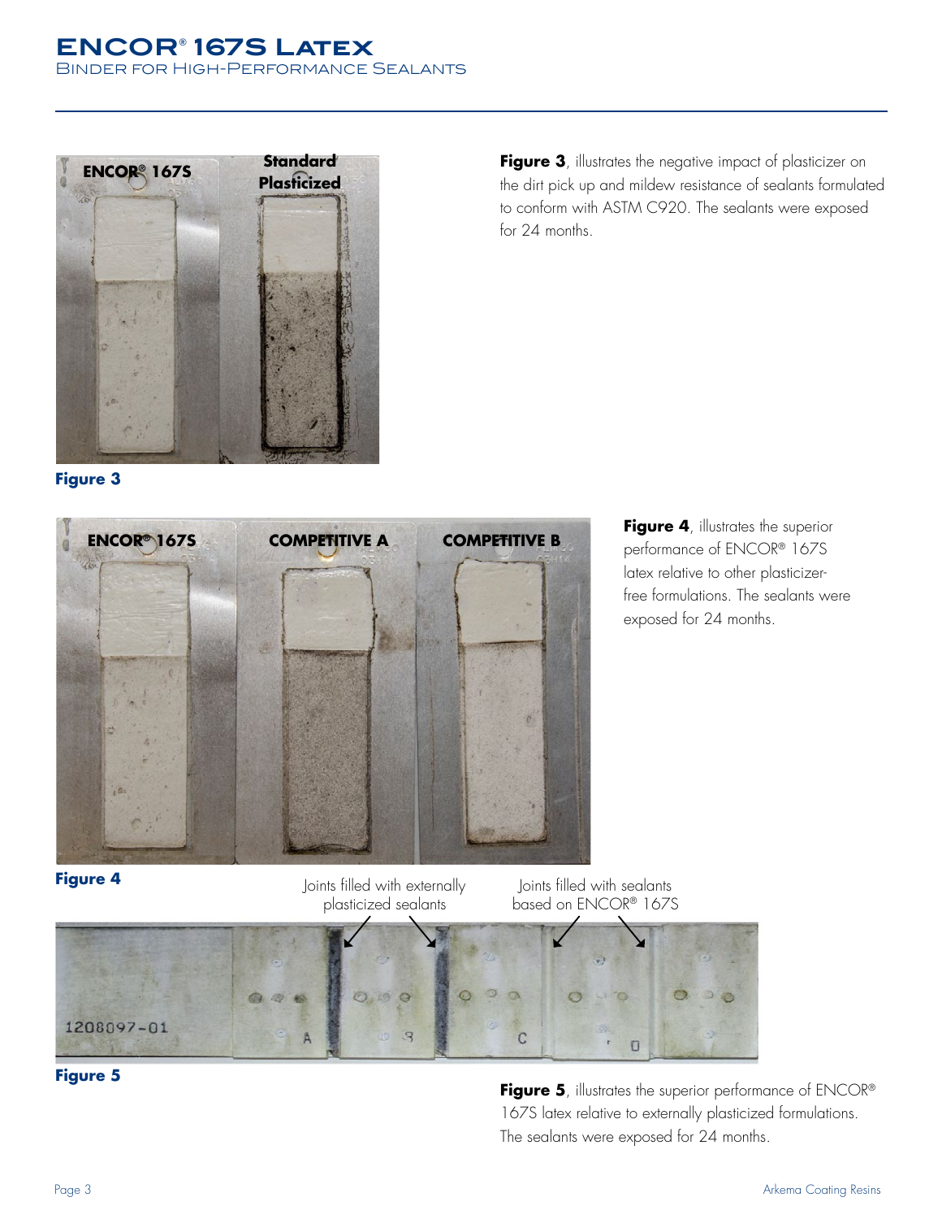ENCOR® 167S

Standard Plasticized

**Figure 3**

**Figure 3**, illustrates the negative impact of plasticizer on the dirt pick up and mildew resistance of sealants formulated to conform with ASTM C920. The sealants were exposed for 24 months.

ENCOR® 167S

COMPETITIVE A

COMPETITIVE B

**Figure 4**

**Figure 4**, illustrates the superior performance of ENCOR® 167S latex relative to other plasticizer-free formulations. The sealants were exposed for 24 months.

Joints filled with externally plasticized sealants

Joints filled with sealants based on ENCOR® 167S

**Figure 5**

**Figure 5**, illustrates the superior performance of ENCOR® 167S latex relative to externally plasticized formulations. The sealants were exposed for 24 months.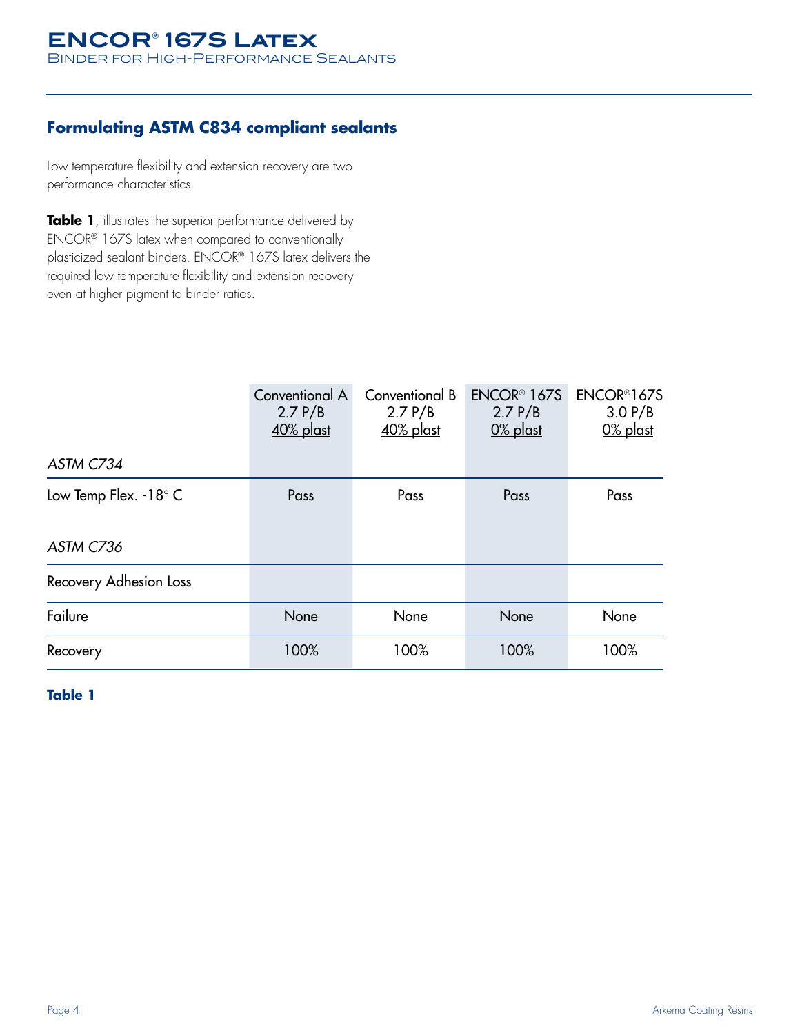## Formulating ASTM C834 compliant sealants

Low temperature flexibility and extension recovery are two performance characteristics.

**Table 1**, illustrates the superior performance delivered by ENCOR® 167S latex when compared to conventionally plasticized sealant binders. ENCOR® 167S latex delivers the required low temperature flexibility and extension recovery even at higher pigment to binder ratios.

| | Conventional A 2.7 P/B 40% plast | Conventional B 2.7 P/B 40% plast | ENCOR® 167S 2.7 P/B 0% plast | ENCOR®167S 3.0 P/B 0% plast |
|---|---|---|---|---|
| *ASTM C734* | | | | |
| Low Temp Flex. -18° C | Pass | Pass | Pass | Pass |
| *ASTM C736* | | | | |
| Recovery Adhesion Loss | | | | |
| Failure | None | None | None | None |
| Recovery | 100% | 100% | 100% | 100% |

**Table 1**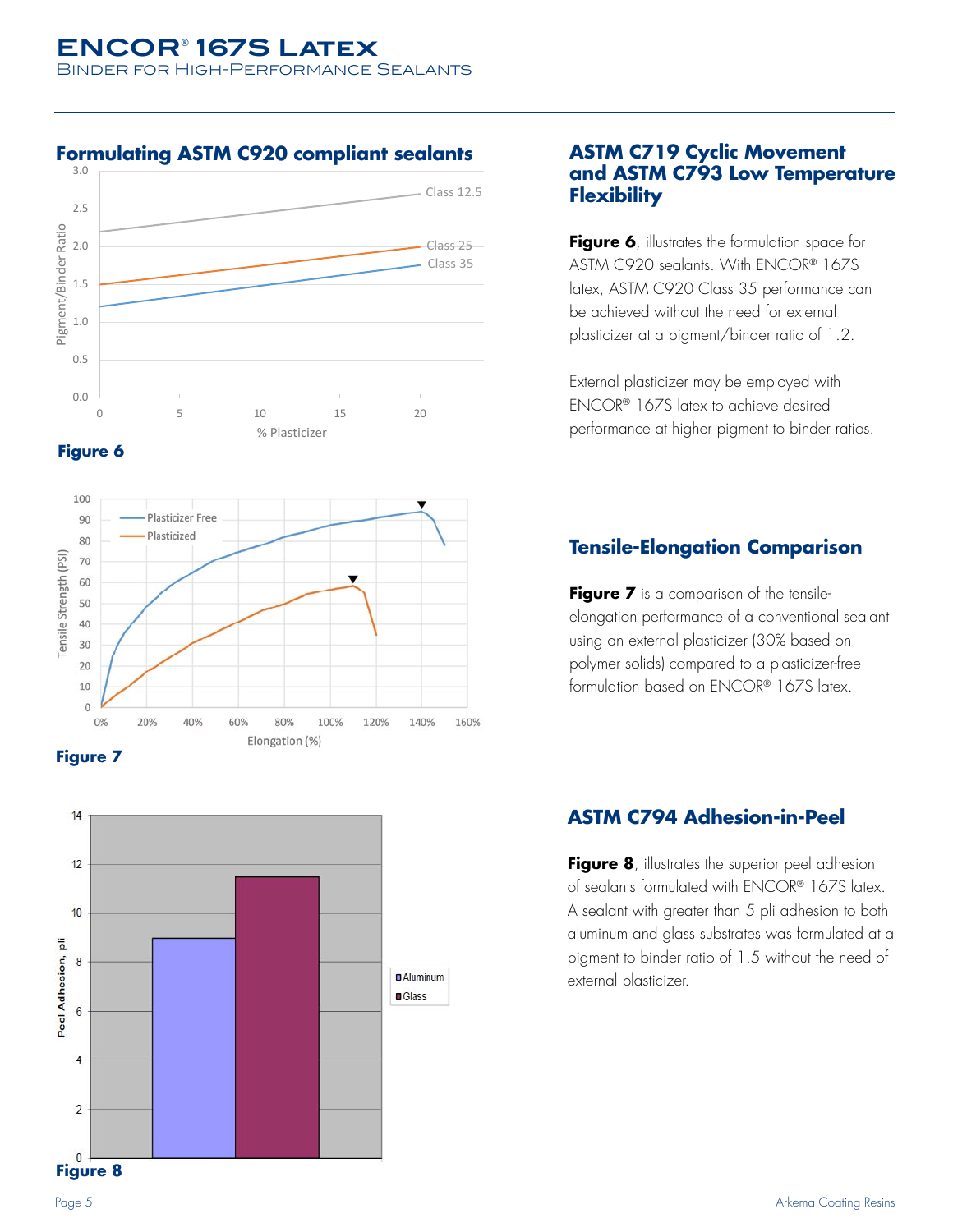## Formulating ASTM C920 compliant sealants

Figure 6

Figure 7

Figure 8

## ASTM C719 Cyclic Movement and ASTM C793 Low Temperature Flexibility

**Figure 6**, illustrates the formulation space for ASTM C920 sealants. With ENCOR® 167S latex, ASTM C920 Class 35 performance can be achieved without the need for external plasticizer at a pigment/binder ratio of 1.2.

External plasticizer may be employed with ENCOR® 167S latex to achieve desired performance at higher pigment to binder ratios.

## Tensile-Elongation Comparison

**Figure 7** is a comparison of the tensile-elongation performance of a conventional sealant using an external plasticizer (30% based on polymer solids) compared to a plasticizer-free formulation based on ENCOR® 167S latex.

## ASTM C794 Adhesion-in-Peel

**Figure 8**, illustrates the superior peel adhesion of sealants formulated with ENCOR® 167S latex. A sealant with greater than 5 pli adhesion to both aluminum and glass substrates was formulated at a pigment to binder ratio of 1.5 without the need of external plasticizer.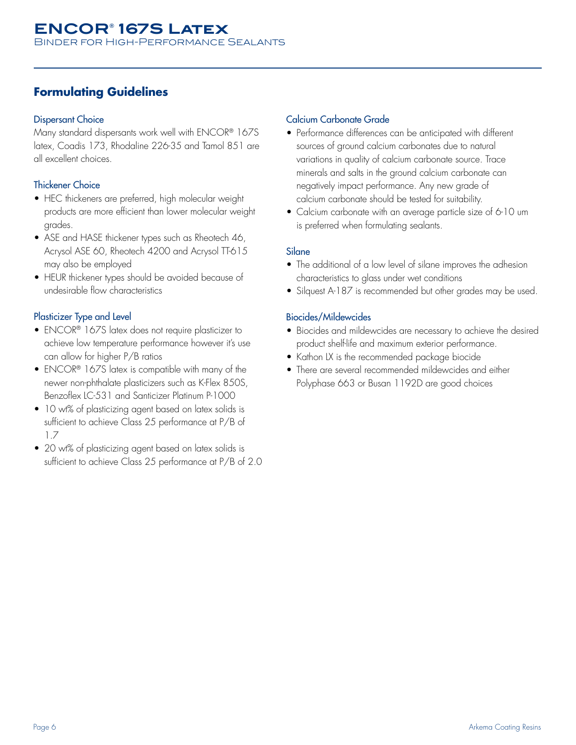# ENCOR® 167S Latex

Binder for High-Performance Sealants

## Formulating Guidelines

### Dispersant Choice

Many standard dispersants work well with ENCOR® 167S latex, Coadis 173, Rhodaline 226-35 and Tamol 851 are all excellent choices.

### Thickener Choice

- HEC thickeners are preferred, high molecular weight products are more efficient than lower molecular weight grades.
- ASE and HASE thickener types such as Rheotech 46, Acrysol ASE 60, Rheotech 4200 and Acrysol TT-615 may also be employed
- HEUR thickener types should be avoided because of undesirable flow characteristics

### Plasticizer Type and Level

- ENCOR® 167S latex does not require plasticizer to achieve low temperature performance however it's use can allow for higher P/B ratios
- ENCOR® 167S latex is compatible with many of the newer non-phthalate plasticizers such as K-Flex 850S, Benzoflex LC-531 and Santicizer Platinum P-1000
- 10 wt% of plasticizing agent based on latex solids is sufficient to achieve Class 25 performance at P/B of 1.7
- 20 wt% of plasticizing agent based on latex solids is sufficient to achieve Class 25 performance at P/B of 2.0

### Calcium Carbonate Grade

- Performance differences can be anticipated with different sources of ground calcium carbonates due to natural variations in quality of calcium carbonate source. Trace minerals and salts in the ground calcium carbonate can negatively impact performance. Any new grade of calcium carbonate should be tested for suitability.
- Calcium carbonate with an average particle size of 6-10 um is preferred when formulating sealants.

### Silane

- The additional of a low level of silane improves the adhesion characteristics to glass under wet conditions
- Silquest A-187 is recommended but other grades may be used.

### Biocides/Mildewcides

- Biocides and mildewcides are necessary to achieve the desired product shelf-life and maximum exterior performance.
- Kathon LX is the recommended package biocide
- There are several recommended mildewcides and either Polyphase 663 or Busan 1192D are good choices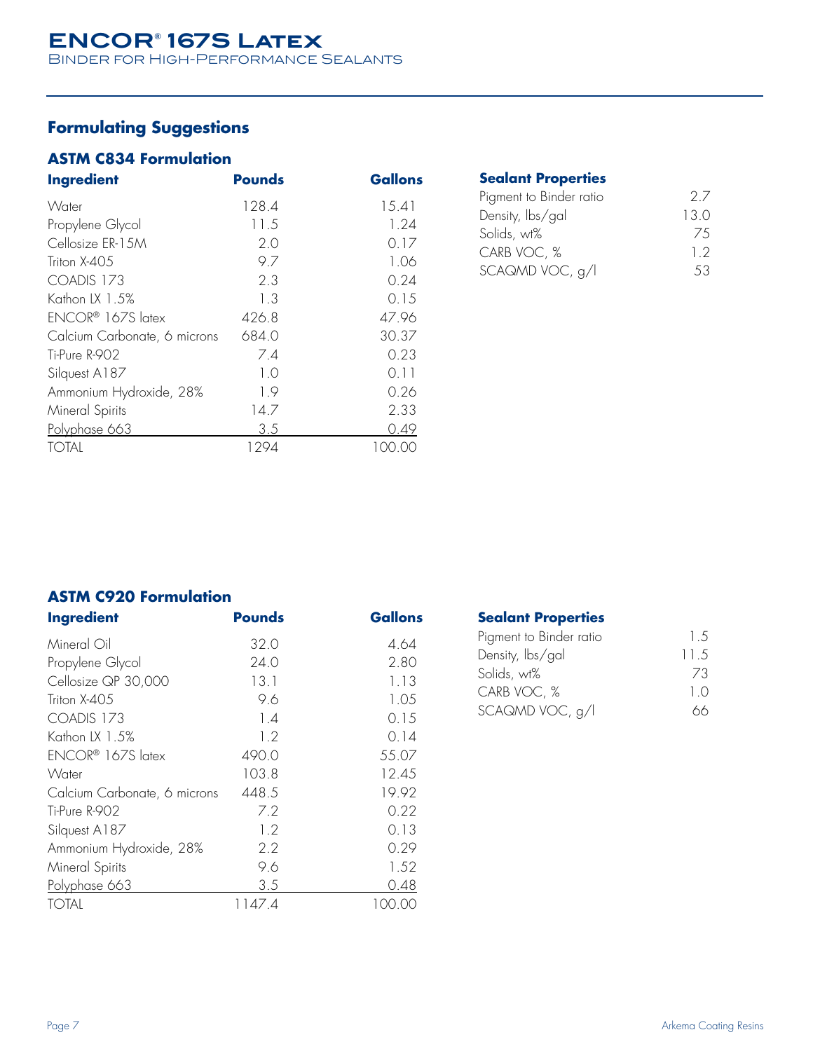## Formulating Suggestions

### ASTM C834 Formulation

| Ingredient | Pounds | Gallons |
|---|---|---|
| Water | 128.4 | 15.41 |
| Propylene Glycol | 11.5 | 1.24 |
| Cellosize ER-15M | 2.0 | 0.17 |
| Triton X-405 | 9.7 | 1.06 |
| COADIS 173 | 2.3 | 0.24 |
| Kathon LX 1.5% | 1.3 | 0.15 |
| ENCOR® 167S latex | 426.8 | 47.96 |
| Calcium Carbonate, 6 microns | 684.0 | 30.37 |
| Ti-Pure R-902 | 7.4 | 0.23 |
| Silquest A187 | 1.0 | 0.11 |
| Ammonium Hydroxide, 28% | 1.9 | 0.26 |
| Mineral Spirits | 14.7 | 2.33 |
| Polyphase 663 | 3.5 | 0.49 |
| TOTAL | 1294 | 100.00 |

**Sealant Properties**

| Property | Value |
|---|---|
| Pigment to Binder ratio | 2.7 |
| Density, lbs/gal | 13.0 |
| Solids, wt% | 75 |
| CARB VOC, % | 1.2 |
| SCAQMD VOC, g/l | 53 |

### ASTM C920 Formulation

| Ingredient | Pounds | Gallons |
|---|---|---|
| Mineral Oil | 32.0 | 4.64 |
| Propylene Glycol | 24.0 | 2.80 |
| Cellosize QP 30,000 | 13.1 | 1.13 |
| Triton X-405 | 9.6 | 1.05 |
| COADIS 173 | 1.4 | 0.15 |
| Kathon LX 1.5% | 1.2 | 0.14 |
| ENCOR® 167S latex | 490.0 | 55.07 |
| Water | 103.8 | 12.45 |
| Calcium Carbonate, 6 microns | 448.5 | 19.92 |
| Ti-Pure R-902 | 7.2 | 0.22 |
| Silquest A187 | 1.2 | 0.13 |
| Ammonium Hydroxide, 28% | 2.2 | 0.29 |
| Mineral Spirits | 9.6 | 1.52 |
| Polyphase 663 | 3.5 | 0.48 |
| TOTAL | 1147.4 | 100.00 |

**Sealant Properties**

| Property | Value |
|---|---|
| Pigment to Binder ratio | 1.5 |
| Density, lbs/gal | 11.5 |
| Solids, wt% | 73 |
| CARB VOC, % | 1.0 |
| SCAQMD VOC, g/l | 66 |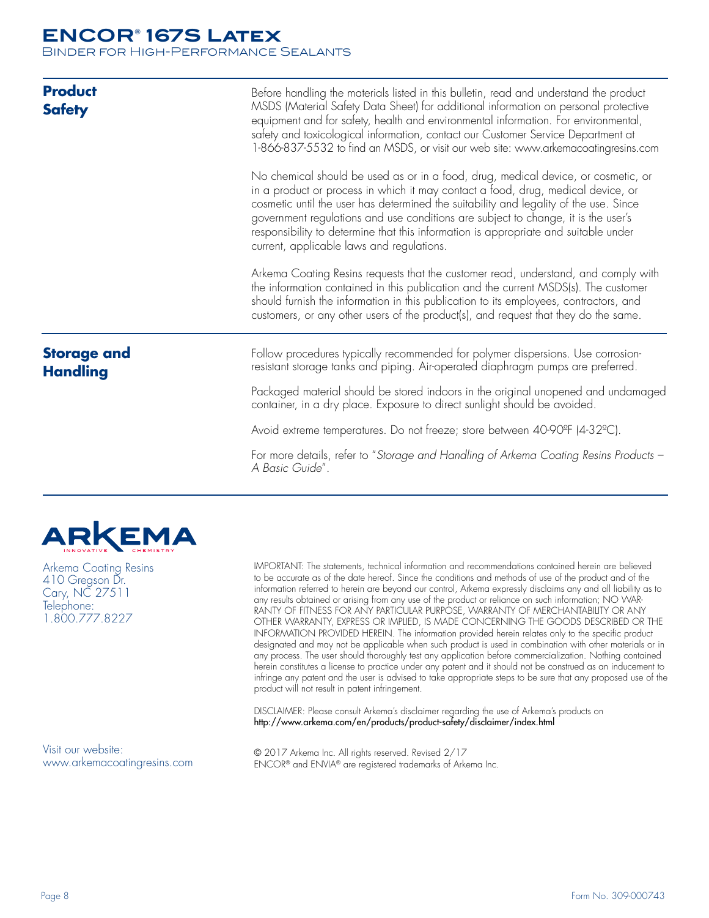## Product Safety

Before handling the materials listed in this bulletin, read and understand the product MSDS (Material Safety Data Sheet) for additional information on personal protective equipment and for safety, health and environmental information. For environmental, safety and toxicological information, contact our Customer Service Department at 1-866-837-5532 to find an MSDS, or visit our web site: www.arkemacoatingresins.com

No chemical should be used as or in a food, drug, medical device, or cosmetic, or in a product or process in which it may contact a food, drug, medical device, or cosmetic until the user has determined the suitability and legality of the use. Since government regulations and use conditions are subject to change, it is the user's responsibility to determine that this information is appropriate and suitable under current, applicable laws and regulations.

Arkema Coating Resins requests that the customer read, understand, and comply with the information contained in this publication and the current MSDS(s). The customer should furnish the information in this publication to its employees, contractors, and customers, or any other users of the product(s), and request that they do the same.

## Storage and Handling

Follow procedures typically recommended for polymer dispersions. Use corrosion-resistant storage tanks and piping. Air-operated diaphragm pumps are preferred.

Packaged material should be stored indoors in the original unopened and undamaged container, in a dry place. Exposure to direct sunlight should be avoided.

Avoid extreme temperatures. Do not freeze; store between 40-90ºF (4-32ºC).

For more details, refer to "*Storage and Handling of Arkema Coating Resins Products – A Basic Guide*".

ARKEMA
INNOVATIVE CHEMISTRY

Arkema Coating Resins
410 Gregson Dr.
Cary, NC 27511
Telephone:
1.800.777.8227

IMPORTANT: The statements, technical information and recommendations contained herein are believed to be accurate as of the date hereof. Since the conditions and methods of use of the product and of the information referred to herein are beyond our control, Arkema expressly disclaims any and all liability as to any results obtained or arising from any use of the product or reliance on such information; NO WARRANTY OF FITNESS FOR ANY PARTICULAR PURPOSE, WARRANTY OF MERCHANTABILITY OR ANY OTHER WARRANTY, EXPRESS OR IMPLIED, IS MADE CONCERNING THE GOODS DESCRIBED OR THE INFORMATION PROVIDED HEREIN. The information provided herein relates only to the specific product designated and may not be applicable when such product is used in combination with other materials or in any process. The user should thoroughly test any application before commercialization. Nothing contained herein constitutes a license to practice under any patent and it should not be construed as an inducement to infringe any patent and the user is advised to take appropriate steps to be sure that any proposed use of the product will not result in patent infringement.

DISCLAIMER: Please consult Arkema's disclaimer regarding the use of Arkema's products on http://www.arkema.com/en/products/product-safety/disclaimer/index.html

Visit our website:
www.arkemacoatingresins.com

© 2017 Arkema Inc. All rights reserved. Revised 2/17
ENCOR® and ENVIA® are registered trademarks of Arkema Inc.

Form No. 309-000743